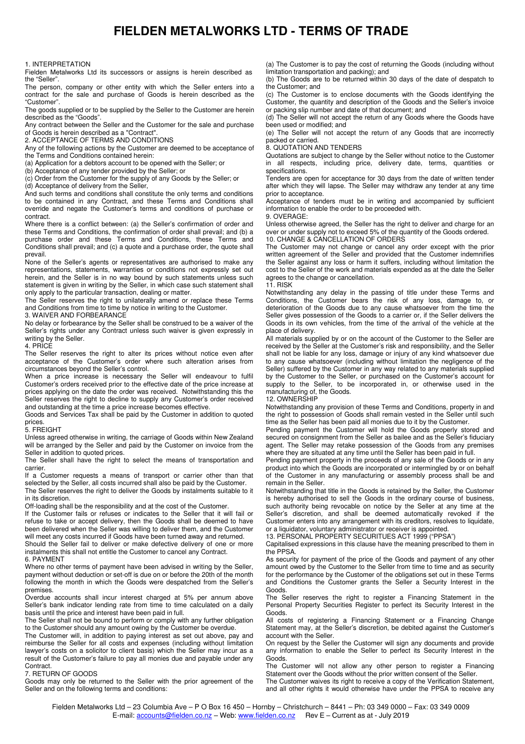# FIELDEN METALWORKS LTD - TERMS OF TRADE

## 1. INTERPRETATION

Fielden Metalworks Ltd its successors or assigns is herein described as the "Seller".

The person, company or other entity with which the Seller enters into a contract for the sale and purchase of Goods is herein described as the "Customer".

The goods supplied or to be supplied by the Seller to the Customer are herein described as the "Goods".

Any contract between the Seller and the Customer for the sale and purchase of Goods is herein described as a "Contract".

## 2. ACCEPTANCE OF TERMS AND CONDITIONS

Any of the following actions by the Customer are deemed to be acceptance of the Terms and Conditions contained herein:

(a) Application for a debtors account to be opened with the Seller; or

(b) Acceptance of any tender provided by the Seller; or

(c) Order from the Customer for the supply of any Goods by the Seller; or

(d) Acceptance of delivery from the Seller,

And such terms and conditions shall constitute the only terms and conditions to be contained in any Contract, and these Terms and Conditions shall override and negate the Customer's terms and conditions of purchase or contract.

Where there is a conflict between: (a) the Seller's confirmation of order and these Terms and Conditions, the confirmation of order shall prevail; and (b) a purchase order and these Terms and Conditions, these Terms and Conditions shall prevail; and (c) a quote and a purchase order, the quote shall prevail.

None of the Seller's agents or representatives are authorised to make any representations, statements, warranties or conditions not expressly set out herein, and the Seller is in no way bound by such statements unless such statement is given in writing by the Seller, in which case such statement shall only apply to the particular transaction, dealing or matter.

The Seller reserves the right to unilaterally amend or replace these Terms and Conditions from time to time by notice in writing to the Customer.

## 3. WAIVER AND FORBEARANCE

No delay or forbearance by the Seller shall be construed to be a waiver of the Seller's rights under any Contract unless such waiver is given expressly in writing by the Seller.

## 4. PRICE

The Seller reserves the right to alter its prices without notice even after acceptance of the Customer's order where such alteration arises from circumstances beyond the Seller's control.

When a price increase is necessary the Seller will endeavour to fulfil Customer's orders received prior to the effective date of the price increase at prices applying on the date the order was received. Notwithstanding this the Seller reserves the right to decline to supply any Customer's order received and outstanding at the time a price increase becomes effective.

Goods and Services Tax shall be paid by the Customer in addition to quoted prices.

## 5. FREIGHT

Unless agreed otherwise in writing, the carriage of Goods within New Zealand will be arranged by the Seller and paid by the Customer on invoice from the Seller in addition to quoted prices.

The Seller shall have the right to select the means of transportation and carrier.

If a Customer requests a means of transport or carrier other than that selected by the Seller, all costs incurred shall also be paid by the Customer.

The Seller reserves the right to deliver the Goods by instalments suitable to it in its discretion.

Off-loading shall be the responsibility and at the cost of the Customer.

If the Customer fails or refuses or indicates to the Seller that it will fail or refuse to take or accept delivery, then the Goods shall be deemed to have been delivered when the Seller was willing to deliver them, and the Customer will meet any costs incurred if Goods have been turned away and returned.

Should the Seller fail to deliver or make defective delivery of one or more instalments this shall not entitle the Customer to cancel any Contract.

## 6. PAYMENT

Where no other terms of payment have been advised in writing by the Seller, payment without deduction or set-off is due on or before the 20th of the month following the month in which the Goods were despatched from the Seller's premises.

Overdue accounts shall incur interest charged at 5% per annum above Seller's bank indicator lending rate from time to time calculated on a daily basis until the price and interest have been paid in full.

The Seller shall not be bound to perform or comply with any further obligation to the Customer should any amount owing by the Customer be overdue.

The Customer will, in addition to paying interest as set out above, pay and reimburse the Seller for all costs and expenses (including without limitation lawyer's costs on a solicitor to client basis) which the Seller may incur as a result of the Customer's failure to pay all monies due and payable under any Contract.

## 7. RETURN OF GOODS

Goods may only be returned to the Seller with the prior agreement of the Seller and on the following terms and conditions:

(a) The Customer is to pay the cost of returning the Goods (including without limitation transportation and packing); and

(b) The Goods are to be returned within 30 days of the date of despatch to the Customer; and

(c) The Customer is to enclose documents with the Goods identifying the Customer, the quantity and description of the Goods and the Seller's invoice or packing slip number and date of that document; and

(d) The Seller will not accept the return of any Goods where the Goods have been used or modified; and

(e) The Seller will not accept the return of any Goods that are incorrectly packed or carried.

## 8. QUOTATION AND TENDERS

Quotations are subject to change by the Seller without notice to the Customer in all respects, including price, delivery date, terms, quantities or specifications.

Tenders are open for acceptance for 30 days from the date of written tender after which they will lapse. The Seller may withdraw any tender at any time prior to acceptance.

Acceptance of tenders must be in writing and accompanied by sufficient information to enable the order to be proceeded with.

## 9. OVERAGE:

Unless otherwise agreed, the Seller has the right to deliver and charge for an over or under supply not to exceed 5% of the quantity of the Goods ordered.

## 10. CHANGE & CANCELLATION OF ORDERS

The Customer may not change or cancel any order except with the prior written agreement of the Seller and provided that the Customer indemnifies the Seller against any loss or harm it suffers, including without limitation the cost to the Seller of the work and materials expended as at the date the Seller agrees to the change or cancellation.

## 11. RISK

Notwithstanding any delay in the passing of title under these Terms and Conditions, the Customer bears the risk of any loss, damage to, or deterioration of the Goods due to any cause whatsoever from the time the Seller gives possession of the Goods to a carrier or, if the Seller delivers the Goods in its own vehicles, from the time of the arrival of the vehicle at the place of delivery.

All materials supplied by or on the account of the Customer to the Seller are received by the Seller at the Customer's risk and responsibility, and the Seller shall not be liable for any loss, damage or injury of any kind whatsoever due to any cause whatsoever (including without limitation the negligence of the Seller) suffered by the Customer in any way related to any materials supplied by the Customer to the Seller, or purchased on the Customer's account for supply to the Seller, to be incorporated in, or otherwise used in the manufacturing of, the Goods.

## 12. OWNERSHIP

Notwithstanding any provision of these Terms and Conditions, property in and the right to possession of Goods shall remain vested in the Seller until such time as the Seller has been paid all monies due to it by the Customer.

Pending payment the Customer will hold the Goods properly stored and secured on consignment from the Seller as bailee and as the Seller's fiduciary agent. The Seller may retake possession of the Goods from any premises where they are situated at any time until the Seller has been paid in full.

Pending payment property in the proceeds of any sale of the Goods or in any product into which the Goods are incorporated or intermingled by or on behalf of the Customer in any manufacturing or assembly process shall be and remain in the Seller.

Notwithstanding that title in the Goods is retained by the Seller, the Customer is hereby authorised to sell the Goods in the ordinary course of business, such authority being revocable on notice by the Seller at any time at the Seller's discretion, and shall be deemed automatically revoked if the Customer enters into any arrangement with its creditors, resolves to liquidate, or a liquidator, voluntary administrator or receiver is appointed.

## 13. PERSONAL PROPERTY SECURITUES ACT 1999 ("PPSA")

Capitalised expressions in this clause have the meaning prescribed to them in the PPSA.

As security for payment of the price of the Goods and payment of any other amount owed by the Customer to the Seller from time to time and as security for the performance by the Customer of the obligations set out in these Terms and Conditions the Customer grants the Seller a Security Interest in the Goods.

The Seller reserves the right to register a Financing Statement in the Personal Property Securities Register to perfect its Security Interest in the Goods.

All costs of registering a Financing Statement or a Financing Change Statement may, at the Seller's discretion, be debited against the Customer's account with the Seller.

On request by the Seller the Customer will sign any documents and provide any information to enable the Seller to perfect its Security Interest in the Goods.

The Customer will not allow any other person to register a Financing Statement over the Goods without the prior written consent of the Seller.

The Customer waives its right to receive a copy of the Verification Statement, and all other rights it would otherwise have under the PPSA to receive any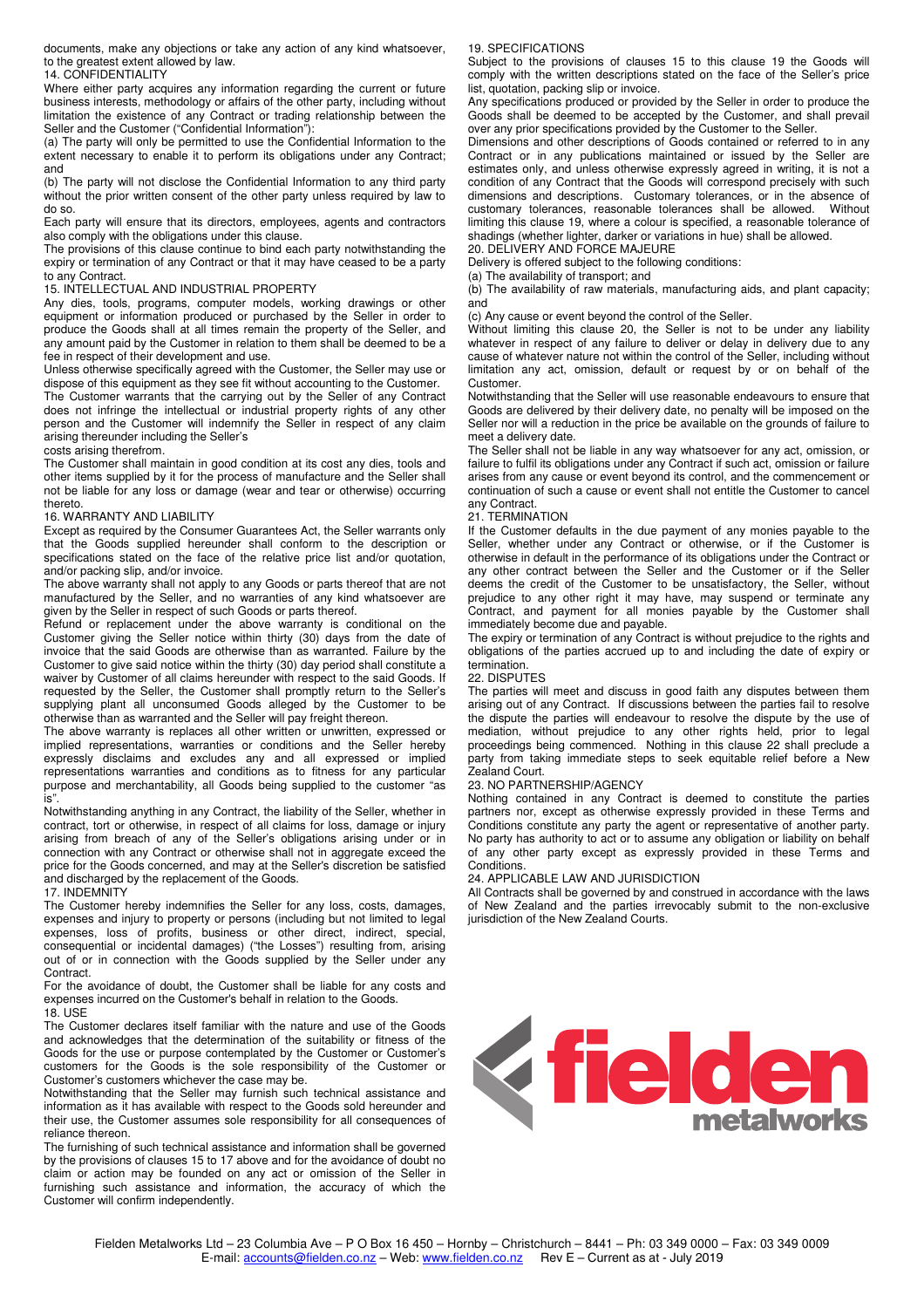documents, make any objections or take any action of any kind whatsoever, to the greatest extent allowed by law.

## 14. CONFIDENTIALITY

Where either party acquires any information regarding the current or future business interests, methodology or affairs of the other party, including without limitation the existence of any Contract or trading relationship between the Seller and the Customer ("Confidential Information"):

(a) The party will only be permitted to use the Confidential Information to the extent necessary to enable it to perform its obligations under any Contract; and

(b) The party will not disclose the Confidential Information to any third party without the prior written consent of the other party unless required by law to do so.

Each party will ensure that its directors, employees, agents and contractors also comply with the obligations under this clause.

The provisions of this clause continue to bind each party notwithstanding the expiry or termination of any Contract or that it may have ceased to be a party to any Contract.

## 15. INTELLECTUAL AND INDUSTRIAL PROPERTY

Any dies, tools, programs, computer models, working drawings or other equipment or information produced or purchased by the Seller in order to produce the Goods shall at all times remain the property of the Seller, and any amount paid by the Customer in relation to them shall be deemed to be a fee in respect of their development and use.

Unless otherwise specifically agreed with the Customer, the Seller may use or dispose of this equipment as they see fit without accounting to the Customer.

The Customer warrants that the carrying out by the Seller of any Contract does not infringe the intellectual or industrial property rights of any other person and the Customer will indemnify the Seller in respect of any claim arising thereunder including the Seller's costs arising therefrom.

The Customer shall maintain in good condition at its cost any dies, tools and other items supplied by it for the process of manufacture and the Seller shall not be liable for any loss or damage (wear and tear or otherwise) occurring thereto.

## 16. WARRANTY AND LIABILITY

Except as required by the Consumer Guarantees Act, the Seller warrants only that the Goods supplied hereunder shall conform to the description or specifications stated on the face of the relative price list and/or quotation, and/or packing slip, and/or invoice.

The above warranty shall not apply to any Goods or parts thereof that are not manufactured by the Seller, and no warranties of any kind whatsoever are given by the Seller in respect of such Goods or parts thereof.

Refund or replacement under the above warranty is conditional on the Customer giving the Seller notice within thirty (30) days from the date of invoice that the said Goods are otherwise than as warranted. Failure by the Customer to give said notice within the thirty (30) day period shall constitute a waiver by Customer of all claims hereunder with respect to the said Goods. If requested by the Seller, the Customer shall promptly return to the Seller's supplying plant all unconsumed Goods alleged by the Customer to be otherwise than as warranted and the Seller will pay freight thereon.

The above warranty is replaces all other written or unwritten, expressed or implied representations, warranties or conditions and the Seller hereby expressly disclaims and excludes any and all expressed or implied representations warranties and conditions as to fitness for any particular purpose and merchantability, all Goods being supplied to the customer "as is".

Notwithstanding anything in any Contract, the liability of the Seller, whether in contract, tort or otherwise, in respect of all claims for loss, damage or injury arising from breach of any of the Seller's obligations arising under or in connection with any Contract or otherwise shall not in aggregate exceed the price for the Goods concerned, and may at the Seller's discretion be satisfied and discharged by the replacement of the Goods.

## 17. INDEMNITY

The Customer hereby indemnifies the Seller for any loss, costs, damages, expenses and injury to property or persons (including but not limited to legal expenses, loss of profits, business or other direct, indirect, special, consequential or incidental damages) ("the Losses") resulting from, arising out of or in connection with the Goods supplied by the Seller under any Contract.

For the avoidance of doubt, the Customer shall be liable for any costs and expenses incurred on the Customer's behalf in relation to the Goods.

## 18. USE

The Customer declares itself familiar with the nature and use of the Goods and acknowledges that the determination of the suitability or fitness of the Goods for the use or purpose contemplated by the Customer or Customer's customers for the Goods is the sole responsibility of the Customer or Customer's customers whichever the case may be.

Notwithstanding that the Seller may furnish such technical assistance and information as it has available with respect to the Goods sold hereunder and their use, the Customer assumes sole responsibility for all consequences of reliance thereon.

The furnishing of such technical assistance and information shall be governed by the provisions of clauses 15 to 17 above and for the avoidance of doubt no claim or action may be founded on any act or omission of the Seller in furnishing such assistance and information, the accuracy of which the Customer will confirm independently.

## 19. SPECIFICATIONS

Subject to the provisions of clauses 15 to this clause 19 the Goods will comply with the written descriptions stated on the face of the Seller's price list, quotation, packing slip or invoice.

Any specifications produced or provided by the Seller in order to produce the Goods shall be deemed to be accepted by the Customer, and shall prevail over any prior specifications provided by the Customer to the Seller.

Dimensions and other descriptions of Goods contained or referred to in any Contract or in any publications maintained or issued by the Seller are estimates only, and unless otherwise expressly agreed in writing, it is not a condition of any Contract that the Goods will correspond precisely with such dimensions and descriptions. Customary tolerances, or in the absence of customary tolerances, reasonable tolerances shall be allowed. Without limiting this clause 19, where a colour is specified, a reasonable tolerance of shadings (whether lighter, darker or variations in hue) shall be allowed.

## 20. DELIVERY AND FORCE MAJEURE

Delivery is offered subject to the following conditions:

(a) The availability of transport; and

(b) The availability of raw materials, manufacturing aids, and plant capacity; and

(c) Any cause or event beyond the control of the Seller.

Without limiting this clause 20, the Seller is not to be under any liability whatever in respect of any failure to deliver or delay in delivery due to any cause of whatever nature not within the control of the Seller, including without limitation any act, omission, default or request by or on behalf of the Customer.

Notwithstanding that the Seller will use reasonable endeavours to ensure that Goods are delivered by their delivery date, no penalty will be imposed on the Seller nor will a reduction in the price be available on the grounds of failure to meet a delivery date.

The Seller shall not be liable in any way whatsoever for any act, omission, or failure to fulfil its obligations under any Contract if such act, omission or failure arises from any cause or event beyond its control, and the commencement or continuation of such a cause or event shall not entitle the Customer to cancel any Contract.

## 21. TERMINATION

If the Customer defaults in the due payment of any monies payable to the Seller, whether under any Contract or otherwise, or if the Customer is otherwise in default in the performance of its obligations under the Contract or any other contract between the Seller and the Customer or if the Seller deems the credit of the Customer to be unsatisfactory, the Seller, without prejudice to any other right it may have, may suspend or terminate any Contract, and payment for all monies payable by the Customer shall immediately become due and payable.

The expiry or termination of any Contract is without prejudice to the rights and obligations of the parties accrued up to and including the date of expiry or termination.

## 22. DISPUTES

The parties will meet and discuss in good faith any disputes between them arising out of any Contract. If discussions between the parties fail to resolve the dispute the parties will endeavour to resolve the dispute by the use of mediation, without prejudice to any other rights held, prior to legal proceedings being commenced. Nothing in this clause 22 shall preclude a party from taking immediate steps to seek equitable relief before a New Zealand Court.

## 23. NO PARTNERSHIP/AGENCY

Nothing contained in any Contract is deemed to constitute the parties partners nor, except as otherwise expressly provided in these Terms and Conditions constitute any party the agent or representative of another party. No party has authority to act or to assume any obligation or liability on behalf of any other party except as expressly provided in these Terms and Conditions.

## 24. APPLICABLE LAW AND JURISDICTION

All Contracts shall be governed by and construed in accordance with the laws of New Zealand and the parties irrevocably submit to the non-exclusive jurisdiction of the New Zealand Courts.

fielden metalworks

Fielden Metalworks Ltd – 23 Columbia Ave – P O Box 16 450 – Hornby – Christchurch – 8441 – Ph: 03 349 0000 – Fax: 03 349 0009
E-mail: accounts@fielden.co.nz – Web: www.fielden.co.nz Rev E – Current as at - July 2019